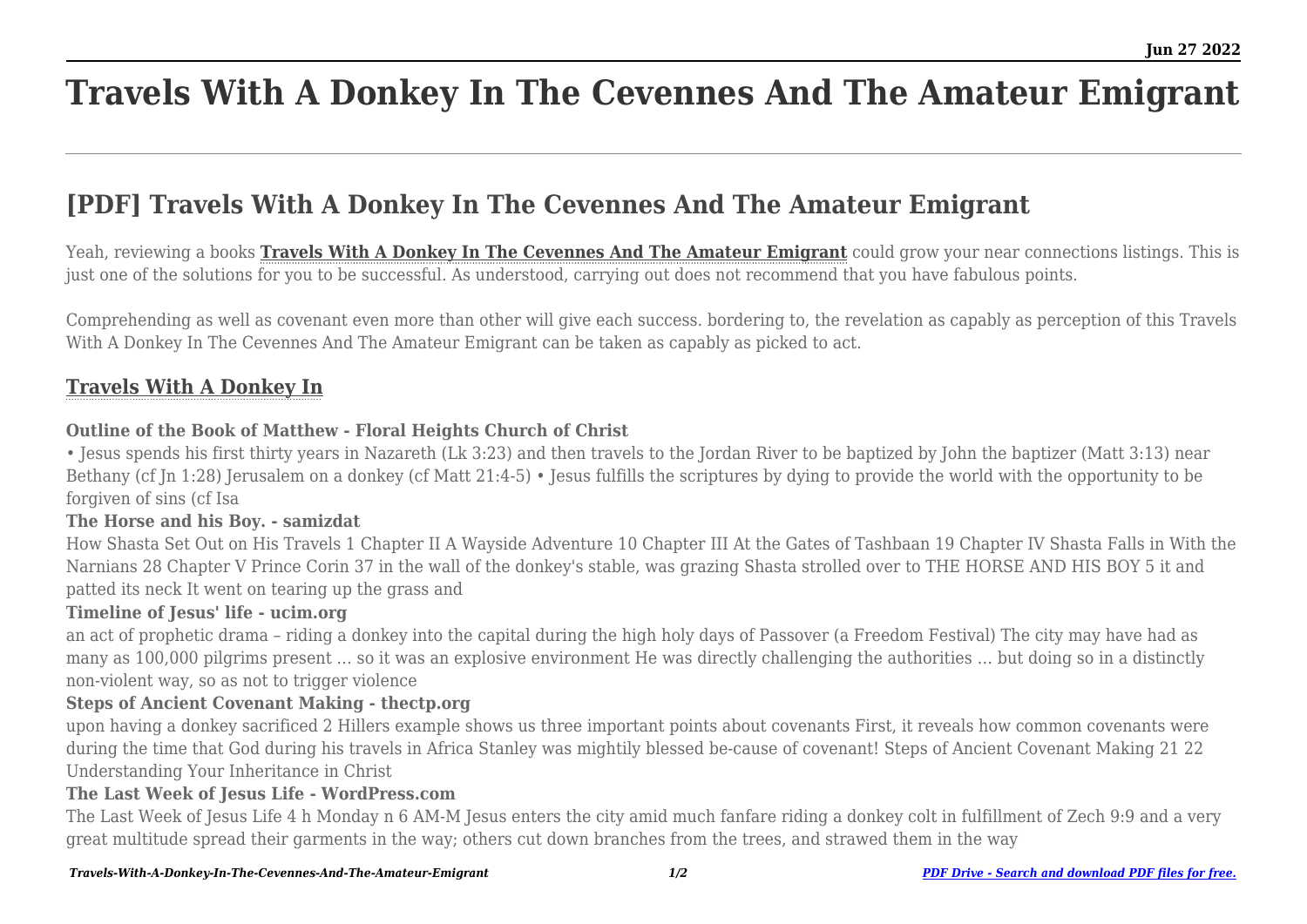# Travels With A Donkey In The Cevennes And The Amateur Emigrant

## [PDF] Travels With A Donkey In The Cevennes And The Amateur Emigrant

Yeah, reviewing a books **Travels With A Donkey In The Cevennes And The Amateur Emigrant** could grow your near connections listings. This is just one of the solutions for you to be successful. As understood, carrying out does not recommend that you have fabulous points.

Comprehending as well as covenant even more than other will give each success. bordering to, the revelation as capably as perception of this Travels With A Donkey In The Cevennes And The Amateur Emigrant can be taken as capably as picked to act.

### Travels With A Donkey In

**Outline of the Book of Matthew - Floral Heights Church of Christ**

• Jesus spends his first thirty years in Nazareth (Lk 3:23) and then travels to the Jordan River to be baptized by John the baptizer (Matt 3:13) near Bethany (cf Jn 1:28) Jerusalem on a donkey (cf Matt 21:4-5) • Jesus fulfills the scriptures by dying to provide the world with the opportunity to be forgiven of sins (cf Isa

**The Horse and his Boy. - samizdat**

How Shasta Set Out on His Travels 1 Chapter II A Wayside Adventure 10 Chapter III At the Gates of Tashbaan 19 Chapter IV Shasta Falls in With the Narnians 28 Chapter V Prince Corin 37 in the wall of the donkey's stable, was grazing Shasta strolled over to THE HORSE AND HIS BOY 5 it and patted its neck It went on tearing up the grass and

**Timeline of Jesus' life - ucim.org**

an act of prophetic drama – riding a donkey into the capital during the high holy days of Passover (a Freedom Festival) The city may have had as many as 100,000 pilgrims present … so it was an explosive environment He was directly challenging the authorities … but doing so in a distinctly non-violent way, so as not to trigger violence

**Steps of Ancient Covenant Making - thectp.org**

upon having a donkey sacrificed 2 Hillers example shows us three important points about covenants First, it reveals how common covenants were during the time that God during his travels in Africa Stanley was mightily blessed be-cause of covenant! Steps of Ancient Covenant Making 21 22 Understanding Your Inheritance in Christ

**The Last Week of Jesus Life - WordPress.com**

The Last Week of Jesus Life 4 h Monday n 6 AM-M Jesus enters the city amid much fanfare riding a donkey colt in fulfillment of Zech 9:9 and a very great multitude spread their garments in the way; others cut down branches from the trees, and strawed them in the way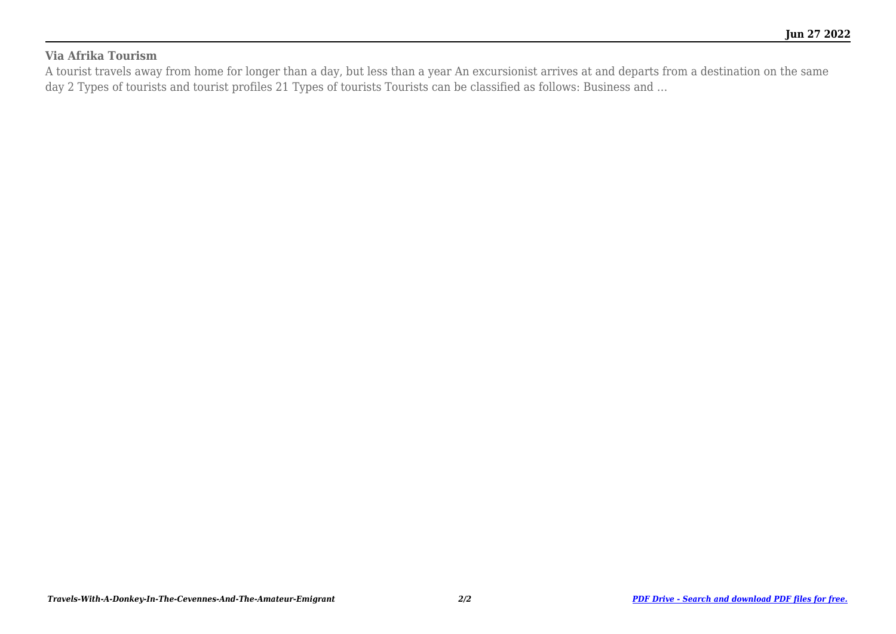**Via Afrika Tourism**

A tourist travels away from home for longer than a day, but less than a year An excursionist arrives at and departs from a destination on the same day 2 Types of tourists and tourist profiles 21 Types of tourists Tourists can be classified as follows: Business and …